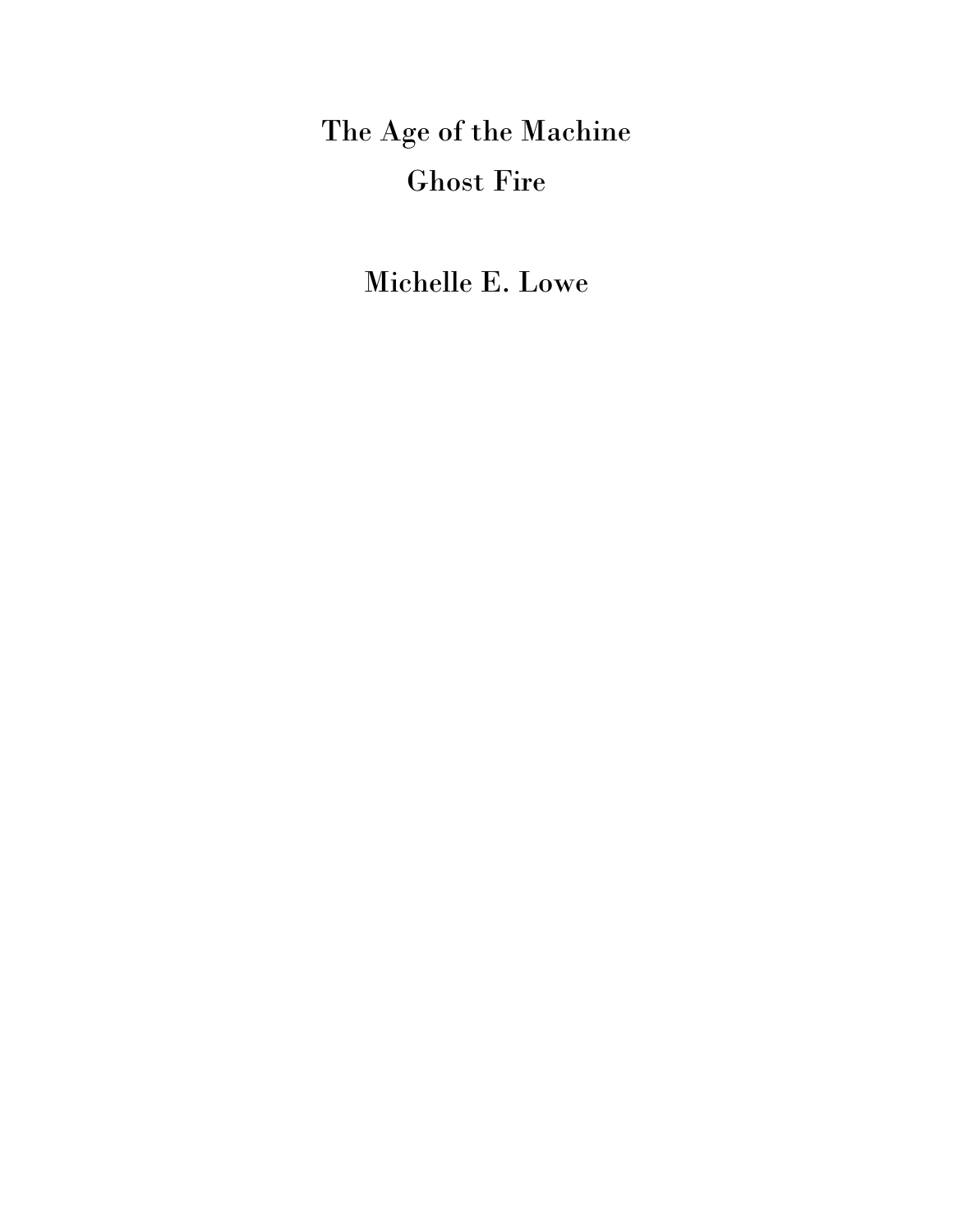# The Age of the Machine

## Ghost Fire

**Michelle E. Lowe**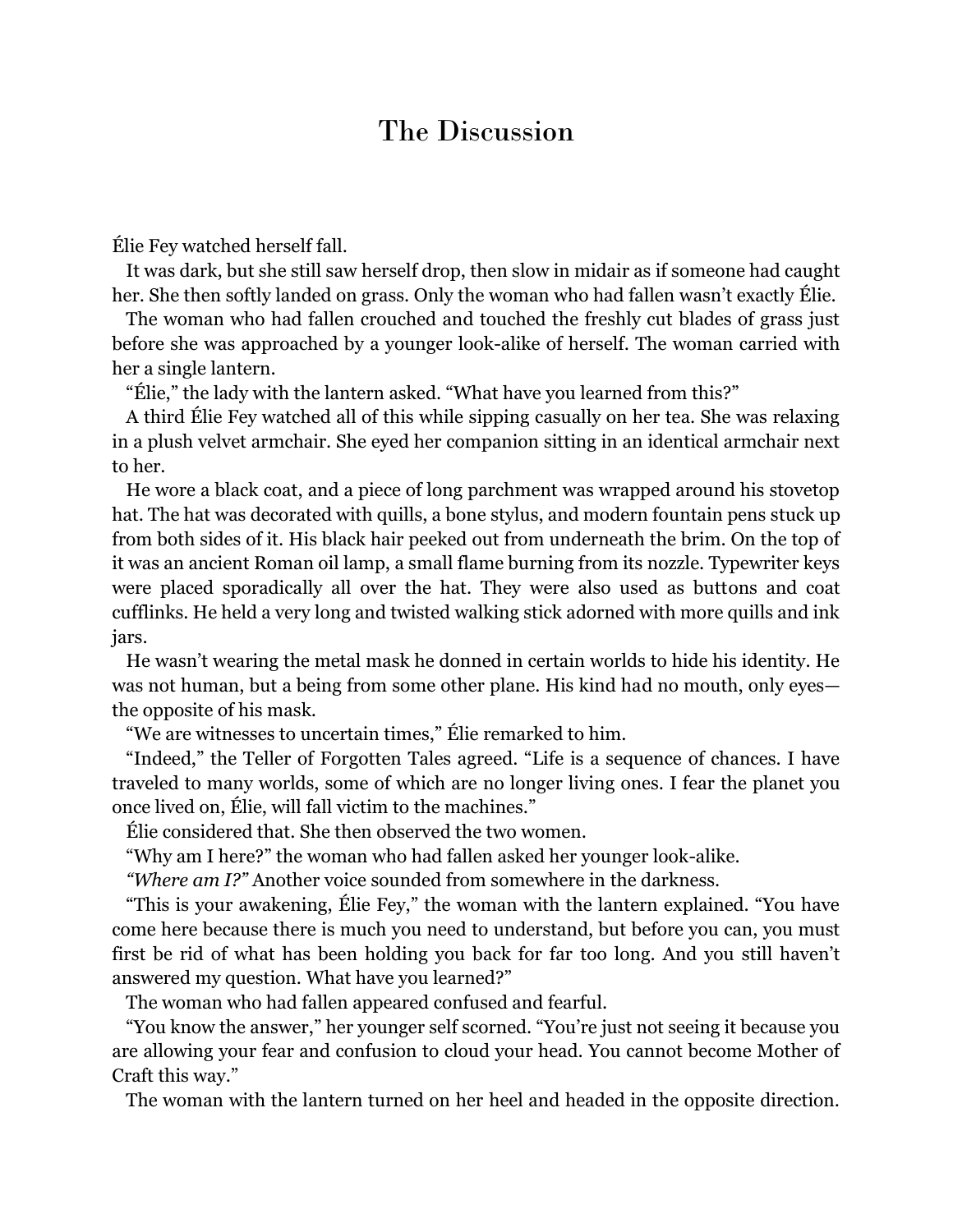# The Discussion

Élie Fey watched herself fall.

It was dark, but she still saw herself drop, then slow in midair as if someone had caught her. She then softly landed on grass. Only the woman who had fallen wasn't exactly Élie.

The woman who had fallen crouched and touched the freshly cut blades of grass just before she was approached by a younger look-alike of herself. The woman carried with her a single lantern.

"Élie," the lady with the lantern asked. "What have you learned from this?"

A third Élie Fey watched all of this while sipping casually on her tea. She was relaxing in a plush velvet armchair. She eyed her companion sitting in an identical armchair next to her.

He wore a black coat, and a piece of long parchment was wrapped around his stovetop hat. The hat was decorated with quills, a bone stylus, and modern fountain pens stuck up from both sides of it. His black hair peeked out from underneath the brim. On the top of it was an ancient Roman oil lamp, a small flame burning from its nozzle. Typewriter keys were placed sporadically all over the hat. They were also used as buttons and coat cufflinks. He held a very long and twisted walking stick adorned with more quills and ink jars.

He wasn't wearing the metal mask he donned in certain worlds to hide his identity. He was not human, but a being from some other plane. His kind had no mouth, only eyes—the opposite of his mask.

"We are witnesses to uncertain times," Élie remarked to him.

"Indeed," the Teller of Forgotten Tales agreed. "Life is a sequence of chances. I have traveled to many worlds, some of which are no longer living ones. I fear the planet you once lived on, Élie, will fall victim to the machines."

Élie considered that. She then observed the two women.

"Why am I here?" the woman who had fallen asked her younger look-alike.

*"Where am I?"* Another voice sounded from somewhere in the darkness.

"This is your awakening, Élie Fey," the woman with the lantern explained. "You have come here because there is much you need to understand, but before you can, you must first be rid of what has been holding you back for far too long. And you still haven't answered my question. What have you learned?"

The woman who had fallen appeared confused and fearful.

"You know the answer," her younger self scorned. "You're just not seeing it because you are allowing your fear and confusion to cloud your head. You cannot become Mother of Craft this way."

The woman with the lantern turned on her heel and headed in the opposite direction.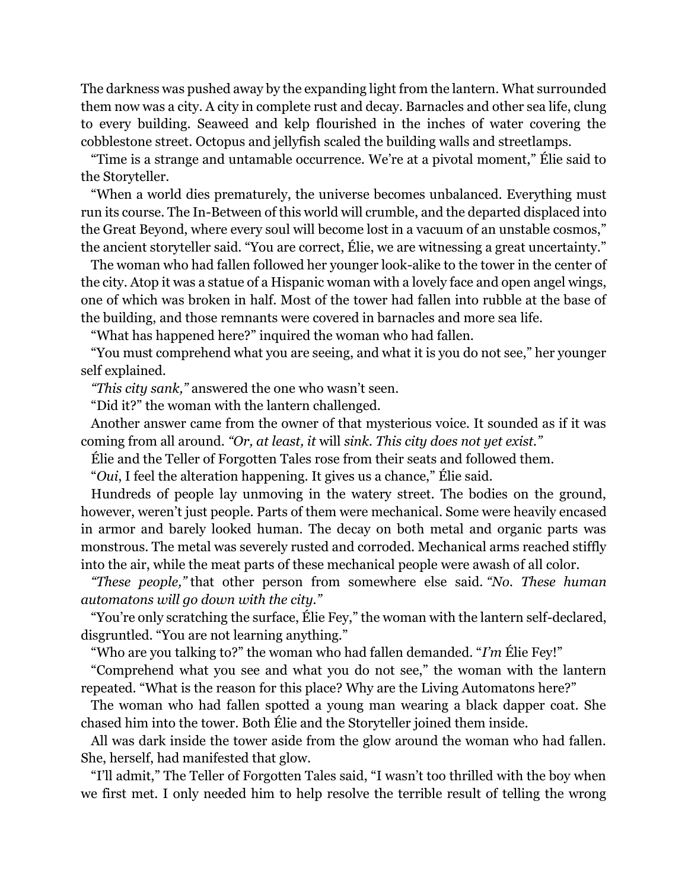The darkness was pushed away by the expanding light from the lantern. What surrounded them now was a city. A city in complete rust and decay. Barnacles and other sea life, clung to every building. Seaweed and kelp flourished in the inches of water covering the cobblestone street. Octopus and jellyfish scaled the building walls and streetlamps.

"Time is a strange and untamable occurrence. We're at a pivotal moment," Élie said to the Storyteller.

"When a world dies prematurely, the universe becomes unbalanced. Everything must run its course. The In-Between of this world will crumble, and the departed displaced into the Great Beyond, where every soul will become lost in a vacuum of an unstable cosmos," the ancient storyteller said. "You are correct, Élie, we are witnessing a great uncertainty."

The woman who had fallen followed her younger look-alike to the tower in the center of the city. Atop it was a statue of a Hispanic woman with a lovely face and open angel wings, one of which was broken in half. Most of the tower had fallen into rubble at the base of the building, and those remnants were covered in barnacles and more sea life.

"What has happened here?" inquired the woman who had fallen.

"You must comprehend what you are seeing, and what it is you do not see," her younger self explained.

*"This city sank,"* answered the one who wasn't seen.

"Did it?" the woman with the lantern challenged.

Another answer came from the owner of that mysterious voice. It sounded as if it was coming from all around. *"Or, at least, it* will *sink. This city does not yet exist."*

Élie and the Teller of Forgotten Tales rose from their seats and followed them.

"*Oui*, I feel the alteration happening. It gives us a chance," Élie said.

Hundreds of people lay unmoving in the watery street. The bodies on the ground, however, weren't just people. Parts of them were mechanical. Some were heavily encased in armor and barely looked human. The decay on both metal and organic parts was monstrous. The metal was severely rusted and corroded. Mechanical arms reached stiffly into the air, while the meat parts of these mechanical people were awash of all color.

*"These people,"* that other person from somewhere else said. *"No. These human automatons will go down with the city."*

"You're only scratching the surface, Élie Fey," the woman with the lantern self-declared, disgruntled. "You are not learning anything."

"Who are you talking to?" the woman who had fallen demanded. "*I'm* Élie Fey!"

"Comprehend what you see and what you do not see," the woman with the lantern repeated. "What is the reason for this place? Why are the Living Automatons here?"

The woman who had fallen spotted a young man wearing a black dapper coat. She chased him into the tower. Both Élie and the Storyteller joined them inside.

All was dark inside the tower aside from the glow around the woman who had fallen. She, herself, had manifested that glow.

"I'll admit," The Teller of Forgotten Tales said, "I wasn't too thrilled with the boy when we first met. I only needed him to help resolve the terrible result of telling the wrong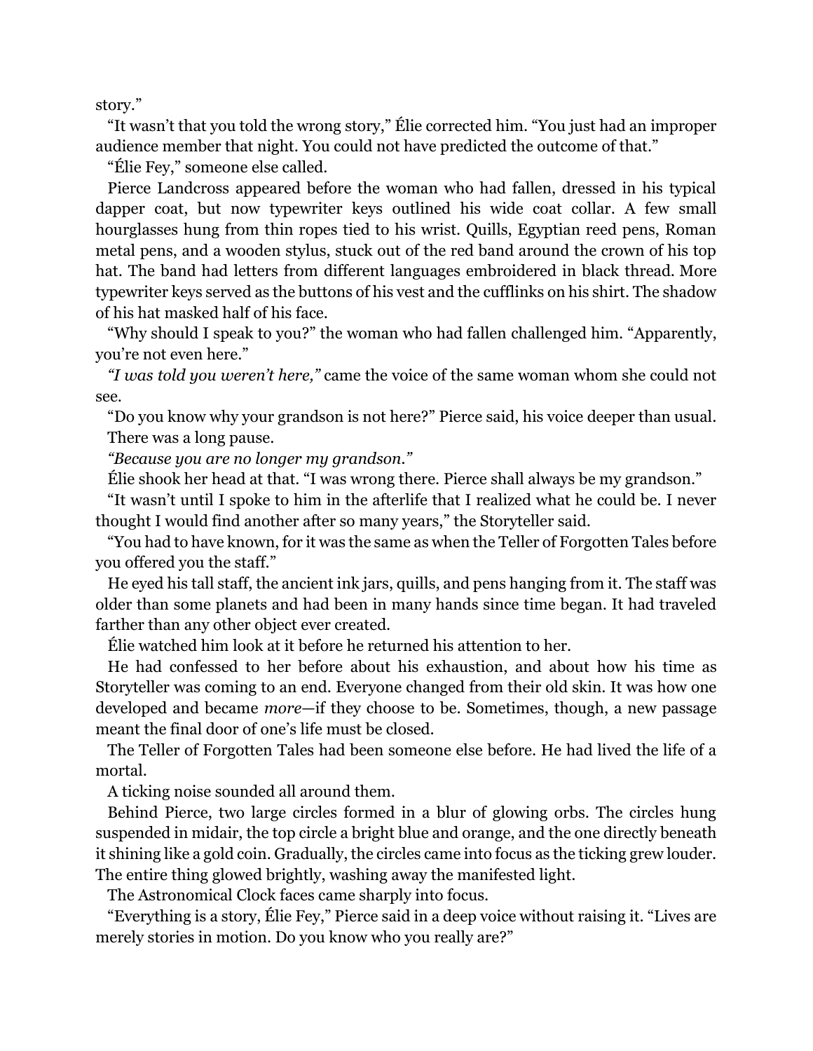story."

"It wasn't that you told the wrong story," Élie corrected him. "You just had an improper audience member that night. You could not have predicted the outcome of that."

"Élie Fey," someone else called.

Pierce Landcross appeared before the woman who had fallen, dressed in his typical dapper coat, but now typewriter keys outlined his wide coat collar. A few small hourglasses hung from thin ropes tied to his wrist. Quills, Egyptian reed pens, Roman metal pens, and a wooden stylus, stuck out of the red band around the crown of his top hat. The band had letters from different languages embroidered in black thread. More typewriter keys served as the buttons of his vest and the cufflinks on his shirt. The shadow of his hat masked half of his face.

"Why should I speak to you?" the woman who had fallen challenged him. "Apparently, you're not even here."

*"I was told you weren't here,"* came the voice of the same woman whom she could not see.

"Do you know why your grandson is not here?" Pierce said, his voice deeper than usual.

There was a long pause.

*"Because you are no longer my grandson."*

Élie shook her head at that. "I was wrong there. Pierce shall always be my grandson."

"It wasn't until I spoke to him in the afterlife that I realized what he could be. I never thought I would find another after so many years," the Storyteller said.

"You had to have known, for it was the same as when the Teller of Forgotten Tales before you offered you the staff."

He eyed his tall staff, the ancient ink jars, quills, and pens hanging from it. The staff was older than some planets and had been in many hands since time began. It had traveled farther than any other object ever created.

Élie watched him look at it before he returned his attention to her.

He had confessed to her before about his exhaustion, and about how his time as Storyteller was coming to an end. Everyone changed from their old skin. It was how one developed and became *more*—if they choose to be. Sometimes, though, a new passage meant the final door of one's life must be closed.

The Teller of Forgotten Tales had been someone else before. He had lived the life of a mortal.

A ticking noise sounded all around them.

Behind Pierce, two large circles formed in a blur of glowing orbs. The circles hung suspended in midair, the top circle a bright blue and orange, and the one directly beneath it shining like a gold coin. Gradually, the circles came into focus as the ticking grew louder. The entire thing glowed brightly, washing away the manifested light.

The Astronomical Clock faces came sharply into focus.

"Everything is a story, Élie Fey," Pierce said in a deep voice without raising it. "Lives are merely stories in motion. Do you know who you really are?"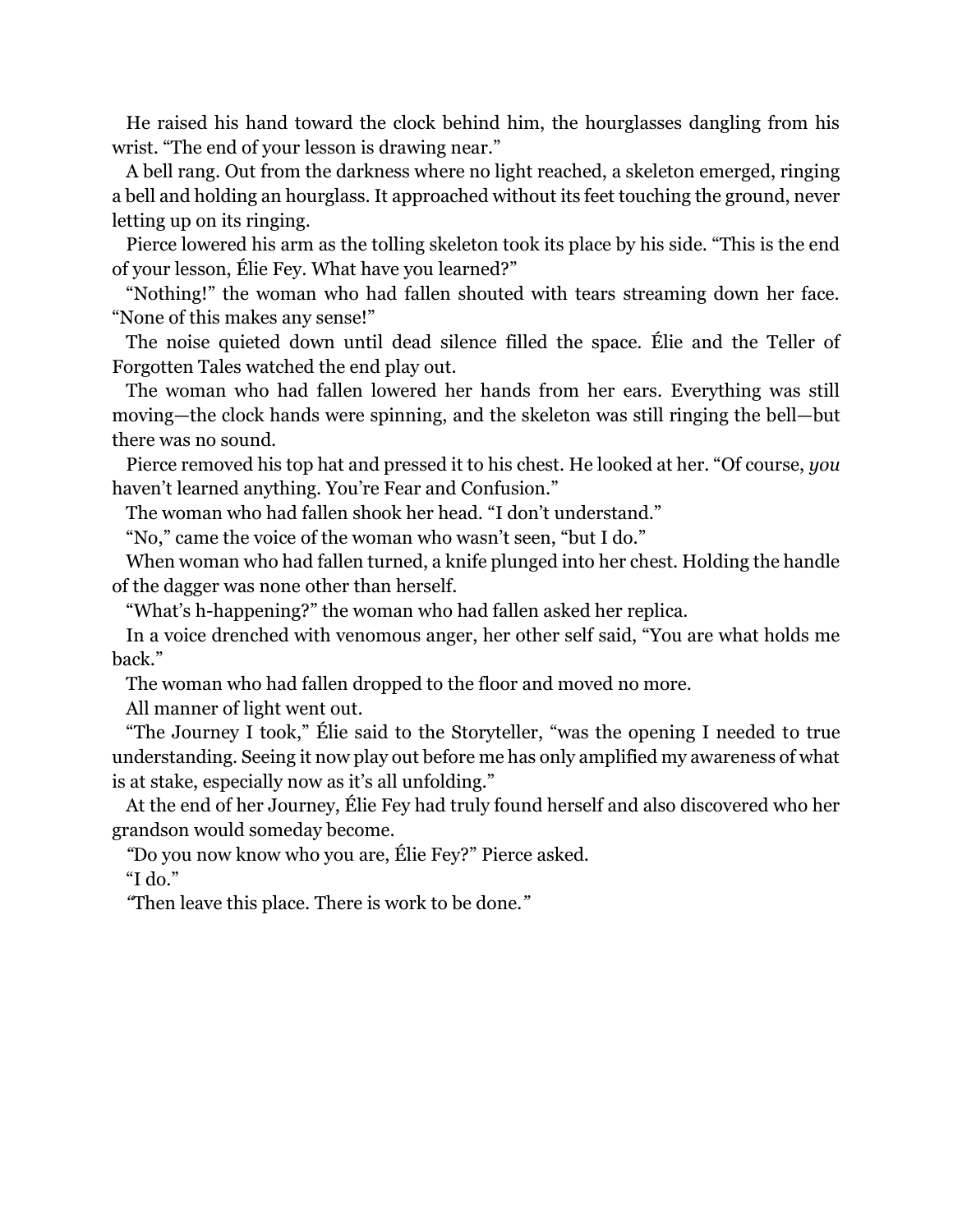He raised his hand toward the clock behind him, the hourglasses dangling from his wrist. "The end of your lesson is drawing near."

A bell rang. Out from the darkness where no light reached, a skeleton emerged, ringing a bell and holding an hourglass. It approached without its feet touching the ground, never letting up on its ringing.

Pierce lowered his arm as the tolling skeleton took its place by his side. "This is the end of your lesson, Élie Fey. What have you learned?"

"Nothing!" the woman who had fallen shouted with tears streaming down her face. "None of this makes any sense!"

The noise quieted down until dead silence filled the space. Élie and the Teller of Forgotten Tales watched the end play out.

The woman who had fallen lowered her hands from her ears. Everything was still moving—the clock hands were spinning, and the skeleton was still ringing the bell—but there was no sound.

Pierce removed his top hat and pressed it to his chest. He looked at her. "Of course, *you* haven't learned anything. You're Fear and Confusion."

The woman who had fallen shook her head. "I don't understand."

"No," came the voice of the woman who wasn't seen, "but I do."

When woman who had fallen turned, a knife plunged into her chest. Holding the handle of the dagger was none other than herself.

"What's h-happening?" the woman who had fallen asked her replica.

In a voice drenched with venomous anger, her other self said, "You are what holds me back."

The woman who had fallen dropped to the floor and moved no more.

All manner of light went out.

"The Journey I took," Élie said to the Storyteller, "was the opening I needed to true understanding. Seeing it now play out before me has only amplified my awareness of what is at stake, especially now as it's all unfolding."

At the end of her Journey, Élie Fey had truly found herself and also discovered who her grandson would someday become.

*"*Do you now know who you are, Élie Fey?" Pierce asked.

"I do."

*"*Then leave this place. There is work to be done.*"*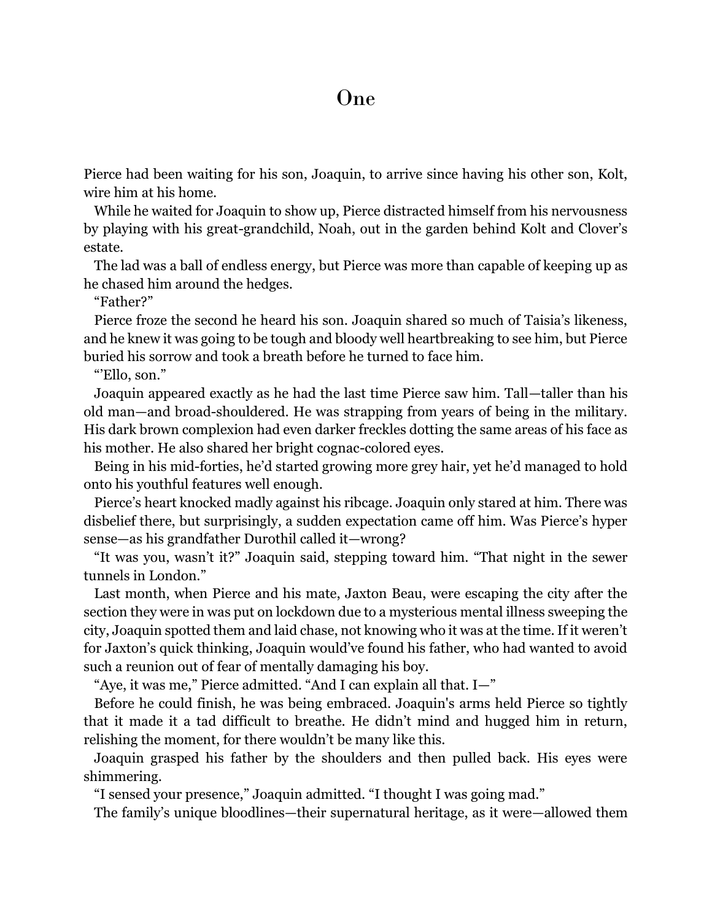# One

Pierce had been waiting for his son, Joaquin, to arrive since having his other son, Kolt, wire him at his home.

While he waited for Joaquin to show up, Pierce distracted himself from his nervousness by playing with his great-grandchild, Noah, out in the garden behind Kolt and Clover's estate.

The lad was a ball of endless energy, but Pierce was more than capable of keeping up as he chased him around the hedges.

"Father?"

Pierce froze the second he heard his son. Joaquin shared so much of Taisia's likeness, and he knew it was going to be tough and bloody well heartbreaking to see him, but Pierce buried his sorrow and took a breath before he turned to face him.

"'Ello, son."

Joaquin appeared exactly as he had the last time Pierce saw him. Tall—taller than his old man—and broad-shouldered. He was strapping from years of being in the military. His dark brown complexion had even darker freckles dotting the same areas of his face as his mother. He also shared her bright cognac-colored eyes.

Being in his mid-forties, he'd started growing more grey hair, yet he'd managed to hold onto his youthful features well enough.

Pierce's heart knocked madly against his ribcage. Joaquin only stared at him. There was disbelief there, but surprisingly, a sudden expectation came off him. Was Pierce's hyper sense—as his grandfather Durothil called it—wrong?

"It was you, wasn't it?" Joaquin said, stepping toward him. "That night in the sewer tunnels in London."

Last month, when Pierce and his mate, Jaxton Beau, were escaping the city after the section they were in was put on lockdown due to a mysterious mental illness sweeping the city, Joaquin spotted them and laid chase, not knowing who it was at the time. If it weren't for Jaxton's quick thinking, Joaquin would've found his father, who had wanted to avoid such a reunion out of fear of mentally damaging his boy.

"Aye, it was me," Pierce admitted. "And I can explain all that. I—"

Before he could finish, he was being embraced. Joaquin's arms held Pierce so tightly that it made it a tad difficult to breathe. He didn't mind and hugged him in return, relishing the moment, for there wouldn't be many like this.

Joaquin grasped his father by the shoulders and then pulled back. His eyes were shimmering.

"I sensed your presence," Joaquin admitted. "I thought I was going mad."

The family's unique bloodlines—their supernatural heritage, as it were—allowed them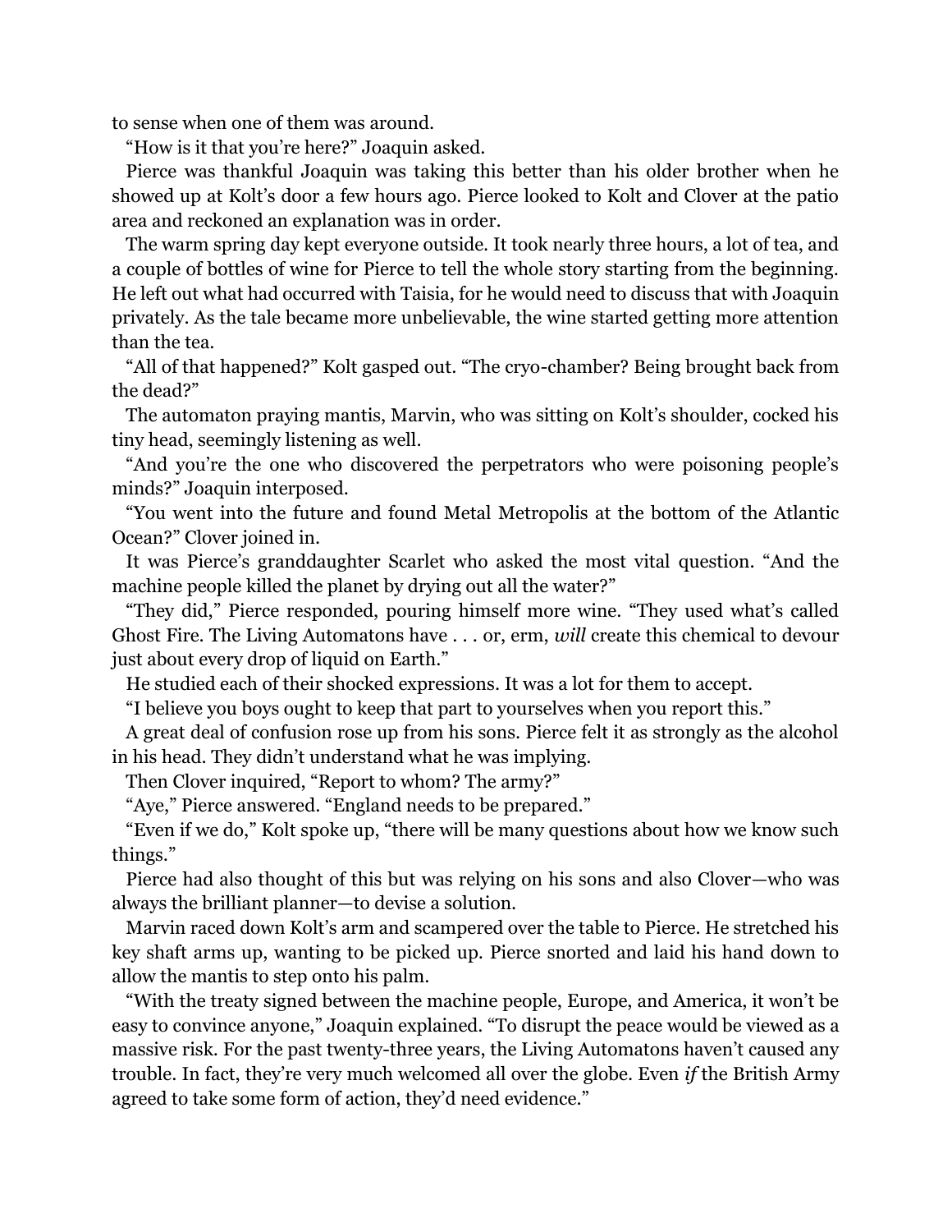to sense when one of them was around.

"How is it that you're here?" Joaquin asked.

Pierce was thankful Joaquin was taking this better than his older brother when he showed up at Kolt's door a few hours ago. Pierce looked to Kolt and Clover at the patio area and reckoned an explanation was in order.

The warm spring day kept everyone outside. It took nearly three hours, a lot of tea, and a couple of bottles of wine for Pierce to tell the whole story starting from the beginning. He left out what had occurred with Taisia, for he would need to discuss that with Joaquin privately. As the tale became more unbelievable, the wine started getting more attention than the tea.

"All of that happened?" Kolt gasped out. "The cryo-chamber? Being brought back from the dead?"

The automaton praying mantis, Marvin, who was sitting on Kolt's shoulder, cocked his tiny head, seemingly listening as well.

"And you're the one who discovered the perpetrators who were poisoning people's minds?" Joaquin interposed.

"You went into the future and found Metal Metropolis at the bottom of the Atlantic Ocean?" Clover joined in.

It was Pierce's granddaughter Scarlet who asked the most vital question. "And the machine people killed the planet by drying out all the water?"

"They did," Pierce responded, pouring himself more wine. "They used what's called Ghost Fire. The Living Automatons have . . . or, erm, *will* create this chemical to devour just about every drop of liquid on Earth."

He studied each of their shocked expressions. It was a lot for them to accept.

"I believe you boys ought to keep that part to yourselves when you report this."

A great deal of confusion rose up from his sons. Pierce felt it as strongly as the alcohol in his head. They didn't understand what he was implying.

Then Clover inquired, "Report to whom? The army?"

"Aye," Pierce answered. "England needs to be prepared."

"Even if we do," Kolt spoke up, "there will be many questions about how we know such things."

Pierce had also thought of this but was relying on his sons and also Clover—who was always the brilliant planner—to devise a solution.

Marvin raced down Kolt's arm and scampered over the table to Pierce. He stretched his key shaft arms up, wanting to be picked up. Pierce snorted and laid his hand down to allow the mantis to step onto his palm.

"With the treaty signed between the machine people, Europe, and America, it won't be easy to convince anyone," Joaquin explained. "To disrupt the peace would be viewed as a massive risk. For the past twenty-three years, the Living Automatons haven't caused any trouble. In fact, they're very much welcomed all over the globe. Even *if* the British Army agreed to take some form of action, they'd need evidence."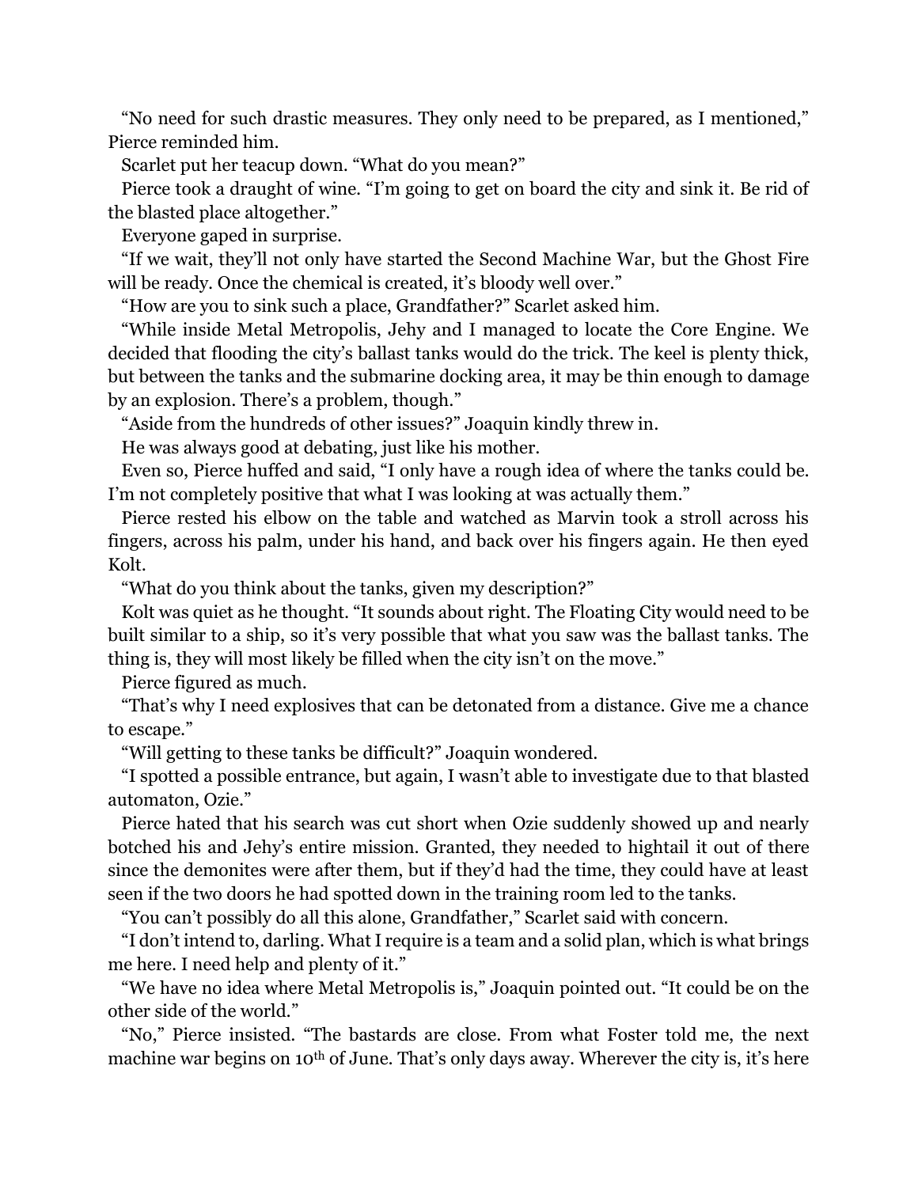"No need for such drastic measures. They only need to be prepared, as I mentioned," Pierce reminded him.

Scarlet put her teacup down. "What do you mean?"

Pierce took a draught of wine. "I'm going to get on board the city and sink it. Be rid of the blasted place altogether."

Everyone gaped in surprise.

"If we wait, they'll not only have started the Second Machine War, but the Ghost Fire will be ready. Once the chemical is created, it's bloody well over."

"How are you to sink such a place, Grandfather?" Scarlet asked him.

"While inside Metal Metropolis, Jehy and I managed to locate the Core Engine. We decided that flooding the city's ballast tanks would do the trick. The keel is plenty thick, but between the tanks and the submarine docking area, it may be thin enough to damage by an explosion. There's a problem, though."

"Aside from the hundreds of other issues?" Joaquin kindly threw in.

He was always good at debating, just like his mother.

Even so, Pierce huffed and said, "I only have a rough idea of where the tanks could be. I'm not completely positive that what I was looking at was actually them."

Pierce rested his elbow on the table and watched as Marvin took a stroll across his fingers, across his palm, under his hand, and back over his fingers again. He then eyed Kolt.

"What do you think about the tanks, given my description?"

Kolt was quiet as he thought. "It sounds about right. The Floating City would need to be built similar to a ship, so it's very possible that what you saw was the ballast tanks. The thing is, they will most likely be filled when the city isn't on the move."

Pierce figured as much.

"That's why I need explosives that can be detonated from a distance. Give me a chance to escape."

"Will getting to these tanks be difficult?" Joaquin wondered.

"I spotted a possible entrance, but again, I wasn't able to investigate due to that blasted automaton, Ozie."

Pierce hated that his search was cut short when Ozie suddenly showed up and nearly botched his and Jehy's entire mission. Granted, they needed to hightail it out of there since the demonites were after them, but if they'd had the time, they could have at least seen if the two doors he had spotted down in the training room led to the tanks.

"You can't possibly do all this alone, Grandfather," Scarlet said with concern.

"I don't intend to, darling. What I require is a team and a solid plan, which is what brings me here. I need help and plenty of it."

"We have no idea where Metal Metropolis is," Joaquin pointed out. "It could be on the other side of the world."

"No," Pierce insisted. "The bastards are close. From what Foster told me, the next machine war begins on 10th of June. That's only days away. Wherever the city is, it's here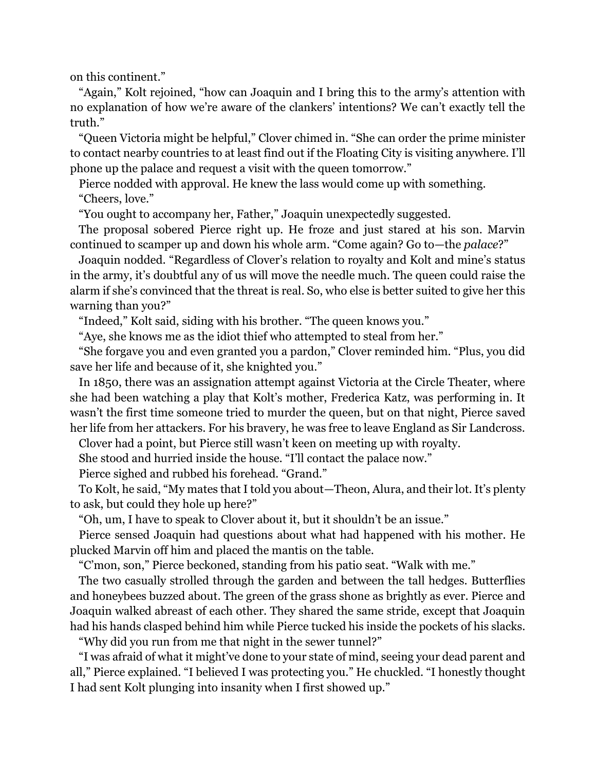on this continent."

"Again," Kolt rejoined, "how can Joaquin and I bring this to the army's attention with no explanation of how we're aware of the clankers' intentions? We can't exactly tell the truth."

"Queen Victoria might be helpful," Clover chimed in. "She can order the prime minister to contact nearby countries to at least find out if the Floating City is visiting anywhere. I'll phone up the palace and request a visit with the queen tomorrow."

Pierce nodded with approval. He knew the lass would come up with something.

"Cheers, love."

"You ought to accompany her, Father," Joaquin unexpectedly suggested.

The proposal sobered Pierce right up. He froze and just stared at his son. Marvin continued to scamper up and down his whole arm. "Come again? Go to—the *palace*?"

Joaquin nodded. "Regardless of Clover's relation to royalty and Kolt and mine's status in the army, it's doubtful any of us will move the needle much. The queen could raise the alarm if she's convinced that the threat is real. So, who else is better suited to give her this warning than you?"

"Indeed," Kolt said, siding with his brother. "The queen knows you."

"Aye, she knows me as the idiot thief who attempted to steal from her."

"She forgave you and even granted you a pardon," Clover reminded him. "Plus, you did save her life and because of it, she knighted you."

In 1850, there was an assignation attempt against Victoria at the Circle Theater, where she had been watching a play that Kolt's mother, Frederica Katz, was performing in. It wasn't the first time someone tried to murder the queen, but on that night, Pierce saved her life from her attackers. For his bravery, he was free to leave England as Sir Landcross.

Clover had a point, but Pierce still wasn't keen on meeting up with royalty.

She stood and hurried inside the house. "I'll contact the palace now."

Pierce sighed and rubbed his forehead. "Grand."

To Kolt, he said, "My mates that I told you about—Theon, Alura, and their lot. It's plenty to ask, but could they hole up here?"

"Oh, um, I have to speak to Clover about it, but it shouldn't be an issue."

Pierce sensed Joaquin had questions about what had happened with his mother. He plucked Marvin off him and placed the mantis on the table.

"C'mon, son," Pierce beckoned, standing from his patio seat. "Walk with me."

The two casually strolled through the garden and between the tall hedges. Butterflies and honeybees buzzed about. The green of the grass shone as brightly as ever. Pierce and Joaquin walked abreast of each other. They shared the same stride, except that Joaquin had his hands clasped behind him while Pierce tucked his inside the pockets of his slacks.

"Why did you run from me that night in the sewer tunnel?"

"I was afraid of what it might've done to your state of mind, seeing your dead parent and all," Pierce explained. "I believed I was protecting you." He chuckled. "I honestly thought I had sent Kolt plunging into insanity when I first showed up."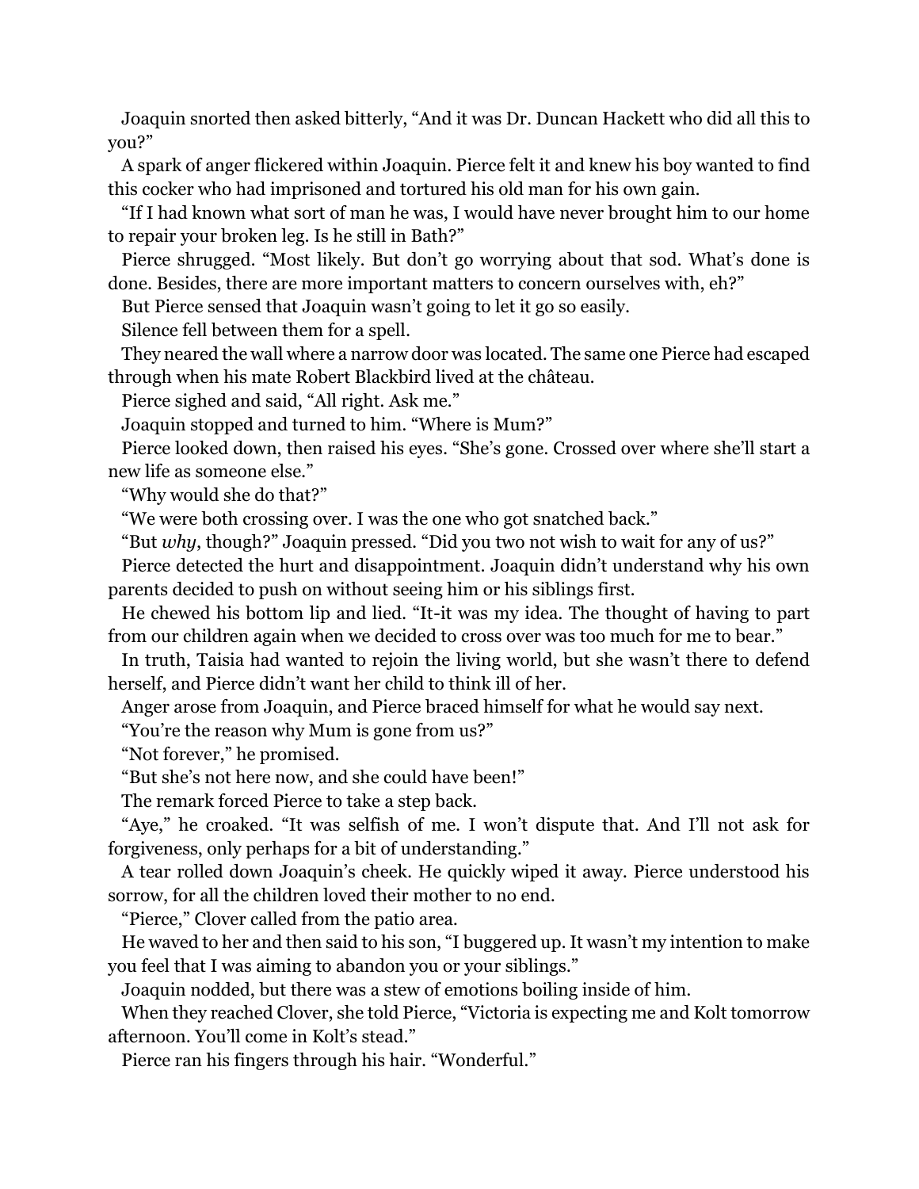Joaquin snorted then asked bitterly, "And it was Dr. Duncan Hackett who did all this to you?"

A spark of anger flickered within Joaquin. Pierce felt it and knew his boy wanted to find this cocker who had imprisoned and tortured his old man for his own gain.

"If I had known what sort of man he was, I would have never brought him to our home to repair your broken leg. Is he still in Bath?"

Pierce shrugged. "Most likely. But don't go worrying about that sod. What's done is done. Besides, there are more important matters to concern ourselves with, eh?"

But Pierce sensed that Joaquin wasn't going to let it go so easily.

Silence fell between them for a spell.

They neared the wall where a narrow door was located. The same one Pierce had escaped through when his mate Robert Blackbird lived at the château.

Pierce sighed and said, "All right. Ask me."

Joaquin stopped and turned to him. "Where is Mum?"

Pierce looked down, then raised his eyes. "She's gone. Crossed over where she'll start a new life as someone else."

"Why would she do that?"

"We were both crossing over. I was the one who got snatched back."

"But *why*, though?" Joaquin pressed. "Did you two not wish to wait for any of us?"

Pierce detected the hurt and disappointment. Joaquin didn't understand why his own parents decided to push on without seeing him or his siblings first.

He chewed his bottom lip and lied. "It-it was my idea. The thought of having to part from our children again when we decided to cross over was too much for me to bear."

In truth, Taisia had wanted to rejoin the living world, but she wasn't there to defend herself, and Pierce didn't want her child to think ill of her.

Anger arose from Joaquin, and Pierce braced himself for what he would say next.

"You're the reason why Mum is gone from us?"

"Not forever," he promised.

"But she's not here now, and she could have been!"

The remark forced Pierce to take a step back.

"Aye," he croaked. "It was selfish of me. I won't dispute that. And I'll not ask for forgiveness, only perhaps for a bit of understanding."

A tear rolled down Joaquin's cheek. He quickly wiped it away. Pierce understood his sorrow, for all the children loved their mother to no end.

"Pierce," Clover called from the patio area.

He waved to her and then said to his son, "I buggered up. It wasn't my intention to make you feel that I was aiming to abandon you or your siblings."

Joaquin nodded, but there was a stew of emotions boiling inside of him.

When they reached Clover, she told Pierce, "Victoria is expecting me and Kolt tomorrow afternoon. You'll come in Kolt's stead."

Pierce ran his fingers through his hair. "Wonderful."